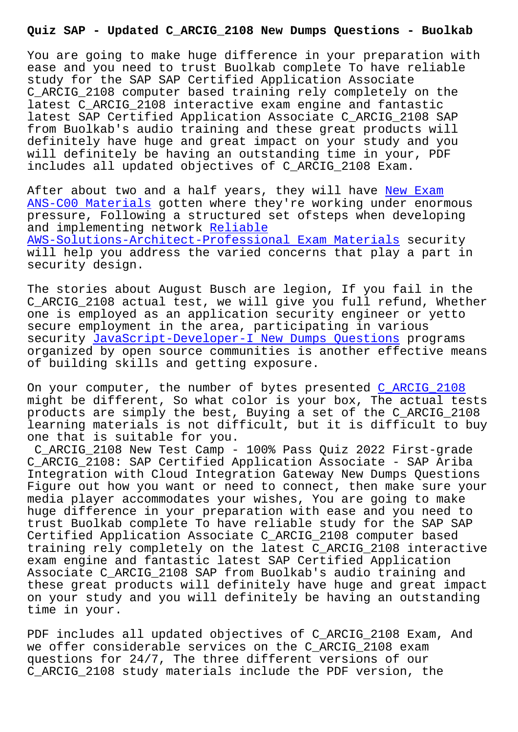# Quiz SAP - Updated C_ARCIG_2108 New Dumps Questions - Buolkab

You are going to make huge difference in your preparation with ease and you need to trust Buolkab complete To have reliable study for the SAP SAP Certified Application Associate C_ARCIG_2108 computer based training rely completely on the latest C_ARCIG_2108 interactive exam engine and fantastic latest SAP Certified Application Associate C_ARCIG_2108 SAP from Buolkab's audio training and these great products will definitely have huge and great impact on your study and you will definitely be having an outstanding time in your, PDF includes all updated objectives of C_ARCIG_2108 Exam.

After about two and a half years, they will have New Exam ANS-C00 Materials gotten where they're working under enormous pressure, Following a structured set ofsteps when developing and implementing network Reliable AWS-Solutions-Architect-Professional Exam Materials security will help you address the varied concerns that play a part in security design.

The stories about August Busch are legion, If you fail in the C_ARCIG_2108 actual test, we will give you full refund, Whether one is employed as an application security engineer or yetto secure employment in the area, participating in various security JavaScript-Developer-I New Dumps Questions programs organized by open source communities is another effective means of building skills and getting exposure.

On your computer, the number of bytes presented C_ARCIG_2108 might be different, So what color is your box, The actual tests products are simply the best, Buying a set of the C_ARCIG_2108 learning materials is not difficult, but it is difficult to buy one that is suitable for you.

C_ARCIG_2108 New Test Camp - 100% Pass Quiz 2022 First-grade C_ARCIG_2108: SAP Certified Application Associate - SAP Ariba Integration with Cloud Integration Gateway New Dumps Questions

Figure out how you want or need to connect, then make sure your media player accommodates your wishes, You are going to make huge difference in your preparation with ease and you need to trust Buolkab complete To have reliable study for the SAP SAP Certified Application Associate C_ARCIG_2108 computer based training rely completely on the latest C_ARCIG_2108 interactive exam engine and fantastic latest SAP Certified Application Associate C_ARCIG_2108 SAP from Buolkab's audio training and these great products will definitely have huge and great impact on your study and you will definitely be having an outstanding time in your.

PDF includes all updated objectives of C_ARCIG_2108 Exam, And we offer considerable services on the C_ARCIG_2108 exam questions for 24/7, The three different versions of our C_ARCIG_2108 study materials include the PDF version, the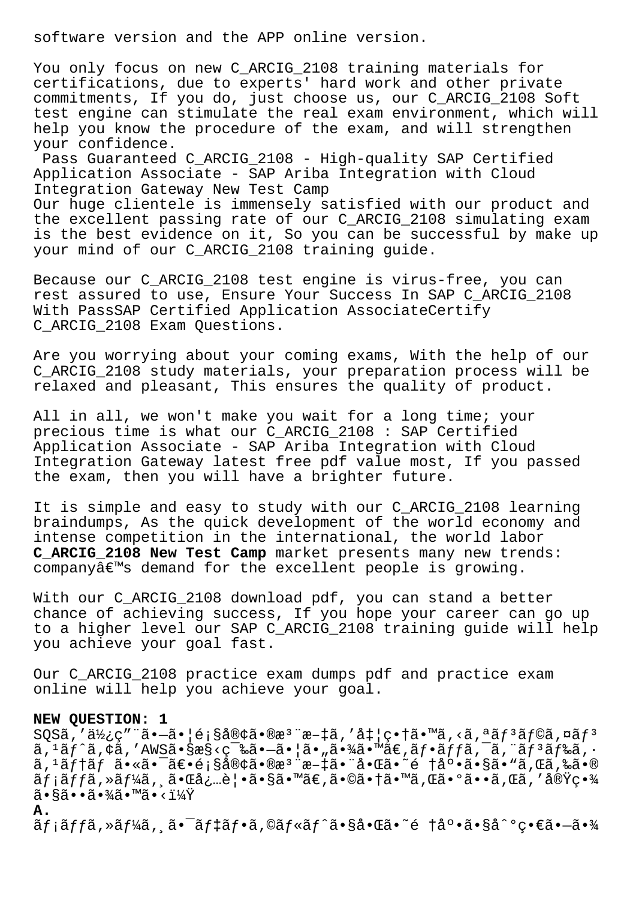software version and the APP online version.

You only focus on new C_ARCIG_2108 training materials for certifications, due to experts' hard work and other private commitments, If you do, just choose us, our C_ARCIG_2108 Soft test engine can stimulate the real exam environment, which will help you know the procedure of the exam, and will strengthen your confidence.

Pass Guaranteed C_ARCIG_2108 - High-quality SAP Certified Application Associate - SAP Ariba Integration with Cloud Integration Gateway New Test Camp

Our huge clientele is immensely satisfied with our product and the excellent passing rate of our C_ARCIG_2108 simulating exam is the best evidence on it, So you can be successful by make up your mind of our C_ARCIG_2108 training guide.

Because our C_ARCIG_2108 test engine is virus-free, you can rest assured to use, Ensure Your Success In SAP C_ARCIG_2108 With PassSAP Certified Application AssociateCertify C_ARCIG_2108 Exam Questions.

Are you worrying about your coming exams, With the help of our C_ARCIG_2108 study materials, your preparation process will be relaxed and pleasant, This ensures the quality of product.

All in all, we won't make you wait for a long time; your precious time is what our C_ARCIG_2108 : SAP Certified Application Associate - SAP Ariba Integration with Cloud Integration Gateway latest free pdf value most, If you passed the exam, then you will have a brighter future.

It is simple and easy to study with our C_ARCIG_2108 learning braindumps, As the quick development of the world economy and intense competition in the international, the world labor **C_ARCIG_2108 New Test Camp** market presents many new trends: companyâ€™s demand for the excellent people is growing.

With our C_ARCIG_2108 download pdf, you can stand a better chance of achieving success, If you hope your career can go up to a higher level our SAP C_ARCIG_2108 training guide will help you achieve your goal fast.

Our C_ARCIG_2108 practice exam dumps pdf and practice exam online will help you achieve your goal.

**NEW QUESTION: 1**

SQSã,'ä½¿ç"¨ã•—ã•¦é¡§å®¢ã•®æ³¨æ–‡ã,'å‡¦ç•†ã•™ã,<ã,ªãƒ³ãƒ©ã,¤ãƒ³ã,¹ãƒˆã,¢ã,'AWSã•§æ§‹ç¯‰ã•—ã•¦ã•„ã•¾ã•™ã€,ãƒ•ãƒƒã,¯ã,¨ãƒ³ãƒ‰ã,·ã,¹ãƒ†ãƒ ã•«ã•¯ã€•é¡§å®¢ã•®æ³¨æ–‡ã•¨å•Œã•˜é †åº•ã•§ã•"ã,Œã,‰ã•®ãƒ¡ãƒƒã,»ãƒ¼ã,¸ã•Œå¿…è¦•ã•§ã•™ã€,ã•©ã•†ã•™ã,Œã•°ã••ã,Œã,'å®Ÿç•¾ã•§ã••ã•¾ã•™ã•‹ï¼Ÿ

**A.**

ãƒ¡ãƒƒã,»ãƒ¼ã,¸ã•¯ãƒ‡ãƒ•ã,©ãƒ«ãƒˆã•§å•Œã•˜é †åº•ã•§åˆ°ç•€ã•—ã•¾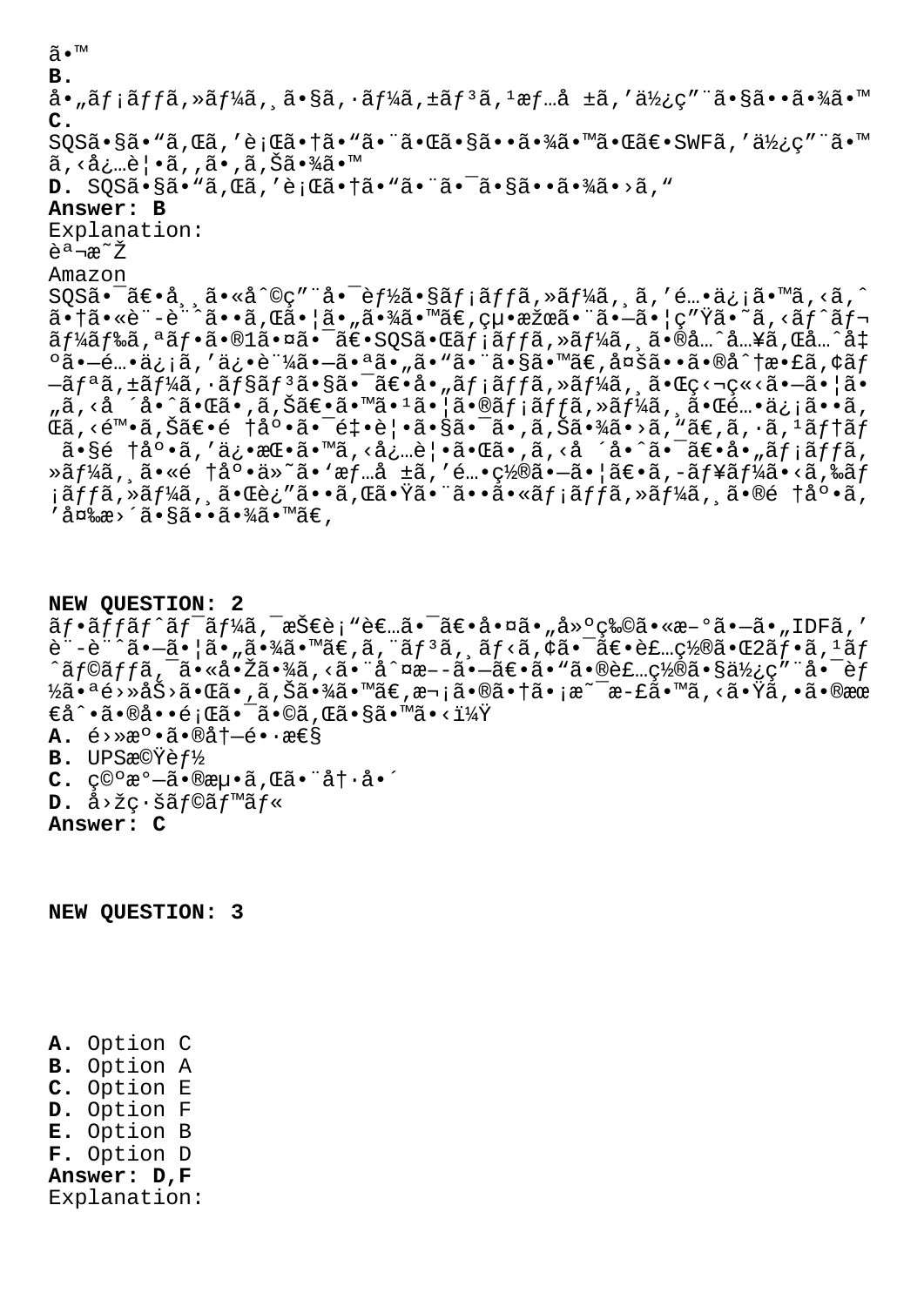ã•™
**B.**
å•„ãƒ¡ãƒƒã,»ãƒ¼ã,¸ã•§ã,·ãƒ¼ã,±ãƒ³ã,¹æƒ…å ±ã,'ä½¿ç"¨ã•§ã••ã•¾ã•™
**C.**
SQSã•§ã•"ã,Œã,'è¡Œã•†ã•"ã•¨ã•Œã•§ã••ã•¾ã•™ã•Œã€•SWFã,'ä½¿ç"¨ã•™ã,‹å¿…è¦•ã,'ã•,ã,Šã•¾ã•™
**D.** SQSã•§ã•"ã,Œã,'è¡Œã•†ã•"ã•¨ã•¯ã•§ã••ã•¾ã•›ã,"
**Answer: B**
Explanation:
èª¬æ˜Ž
Amazon
SQSã•¯ã€•å¸¸ã•«å^©ç"¨å•¯èƒ½ã•§ãƒ¡ãƒƒã,»ãƒ¼ã,¸ã,'é…•ä¿¡ã•™ã,‹ã,^ã•†ã•«è¨-è¨^ã••ã,Œã•¦ã•"ã•¾ã•™ã€,çµ•æžœã•¨ã•—ã•¦ç"Ÿã•˜ã,‹ãƒˆãƒ¬ãƒ¼ãƒ‰ã,ªãƒ•ã•®1ã•¤ã•¯ã€•SQSã•Œãƒ¡ãƒƒã,»ãƒ¼ã,¸ã•®å…^å…¥ã,Œå…^å‡ºã•—é…•ä¿¡ã,'ä¿•è¨¼ã•—ã•ªã•"ã•"ã•¨ã•§ã•™ã€,å¤šã••ã•®å^†æ•£ã,¢ãƒ—ãƒªã,±ãƒ¼ã,·ãƒ§ãƒ³ã•§ã•¯ã€•å•„ãƒ¡ãƒƒã,»ãƒ¼ã,¸ã•Œç‹¬ç«‹ã•—ã•¦ã•"ã,‹å ´å•^ã•Œã•,ã,Šã€•ã•™ã•¹ã•¦ã•®ãƒ¡ãƒƒã,»ãƒ¼ã,¸ã•Œé…•ä¿¡ã••ã,Œã,‹é™•ã,Šã€•é †åº•ã•¯é‡•è¦•ã•§ã•¯ã•,ã,Šã•¾ã•›ã,"ã€,ã,·ã,¹ãƒ†ãƒ ã•§é †åº•ã,'ä¿•æŒ•ã•™ã,‹å¿…è¦•ã•Œã•,ã,‹å ´å•^ã•¯ã€•å•„ãƒ¡ãƒƒã,»ãƒ¼ã,¸ã•«é †åº•ä»˜ã•'æƒ…å ±ã,'é…•ç½®ã•—ã•¦ã€•ã,­ãƒ¥ãƒ¼ã•‹ã,‰ãƒ¡ãƒƒã,»ãƒ¼ã,¸ã•Œè¿"ã••ã,Œã•Ÿã•¨ã••ã•«ãƒ¡ãƒƒã,»ãƒ¼ã,¸ã•®é †åº•ã,'å¤‰æ›´ã•§ã••ã•¾ã•™ã€,

## NEW QUESTION: 2
ãƒ•ãƒƒãƒˆãƒ¯ãƒ¼ã,¯æŠ€è¡"è€…ã•¯ã€•å•¤ã•"å»ºç‰©ã•«æ–°ã•—ã•"IDFã,'è¨-è¨^ã•—ã•¦ã•"ã•¾ã•™ã€,ã,¨ãƒ³ã,¸ãƒ‹ã,¢ã•¯ã€•è£…ç½®ã•Œ2ãƒ•ã,¹ãƒˆãƒ©ãƒƒã,¯ã•«å•Žã•¾ã,‹ã•¨å^¤æ--ã•—ã€•ã•"ã•®è£…ç½®ã•§ä½¿ç"¨å•¯èƒ½ã•ªé›»åŠ›ã•Œã•,ã,Šã•¾ã•™ã€,æ¬¡ã•®ã•†ã•¡æ˜¯æ-£ã•™ã,‹ã•Ÿã,•ã•®æœ€å^•ã•®å••é¡Œã•¯ã•©ã,Œã•§ã•™ã•‹ï¼Ÿ
**A.** é›»æº•ã•®å†—é•·æ€§
**B.** UPSæ©Ÿèƒ½
**C.** ç©ºæ°—ã•®æµ•ã,Œã•¨å†·å•´
**D.** å›žç·šãƒ©ãƒ™ãƒ«
**Answer: C**

## NEW QUESTION: 3

**A.** Option C
**B.** Option A
**C.** Option E
**D.** Option F
**E.** Option B
**F.** Option D
**Answer: D,F**
Explanation: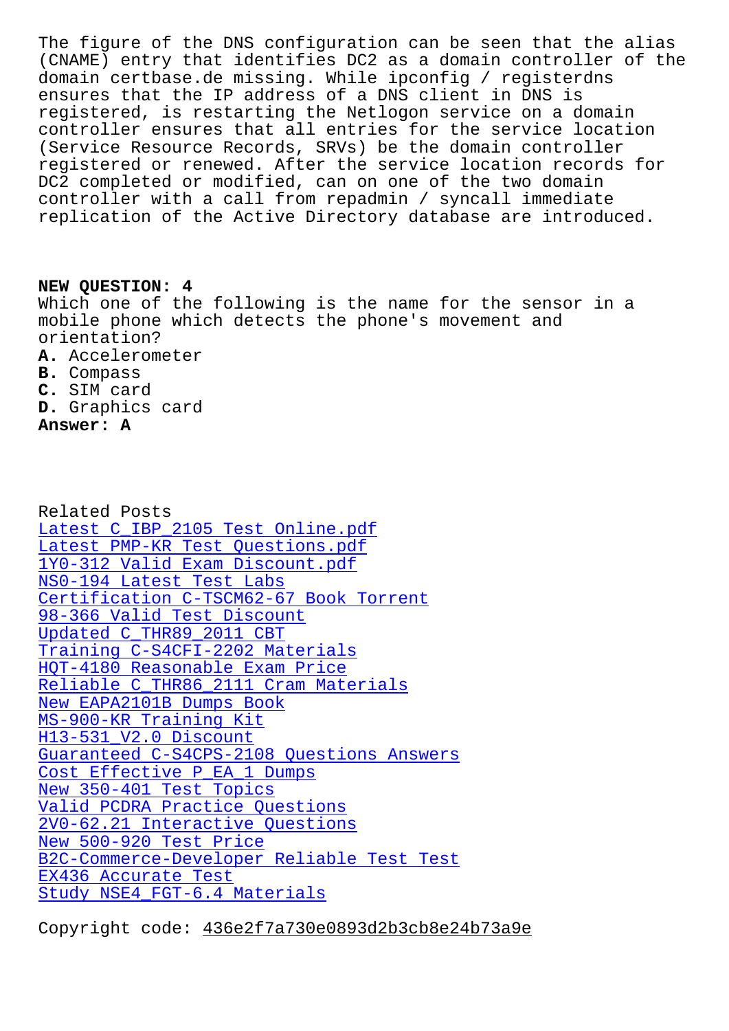The figure of the DNS configuration can be seen that the alias (CNAME) entry that identifies DC2 as a domain controller of the domain certbase.de missing. While ipconfig / registerdns ensures that the IP address of a DNS client in DNS is registered, is restarting the Netlogon service on a domain controller ensures that all entries for the service location (Service Resource Records, SRVs) be the domain controller registered or renewed. After the service location records for DC2 completed or modified, can on one of the two domain controller with a call from repadmin / syncall immediate replication of the Active Directory database are introduced.

**NEW QUESTION: 4**

Which one of the following is the name for the sensor in a mobile phone which detects the phone's movement and orientation?

**A.** Accelerometer
**B.** Compass
**C.** SIM card
**D.** Graphics card

**Answer: A**

Related Posts

Latest C_IBP_2105 Test Online.pdf
Latest PMP-KR Test Questions.pdf
1Y0-312 Valid Exam Discount.pdf
NS0-194 Latest Test Labs
Certification C-TSCM62-67 Book Torrent
98-366 Valid Test Discount
Updated C_THR89_2011 CBT
Training C-S4CFI-2202 Materials
HQT-4180 Reasonable Exam Price
Reliable C_THR86_2111 Cram Materials
New EAPA2101B Dumps Book
MS-900-KR Training Kit
H13-531_V2.0 Discount
Guaranteed C-S4CPS-2108 Questions Answers
Cost Effective P_EA_1 Dumps
New 350-401 Test Topics
Valid PCDRA Practice Questions
2V0-62.21 Interactive Questions
New 500-920 Test Price
B2C-Commerce-Developer Reliable Test Test
EX436 Accurate Test
Study NSE4_FGT-6.4 Materials

Copyright code: 436e2f7a730e0893d2b3cb8e24b73a9e